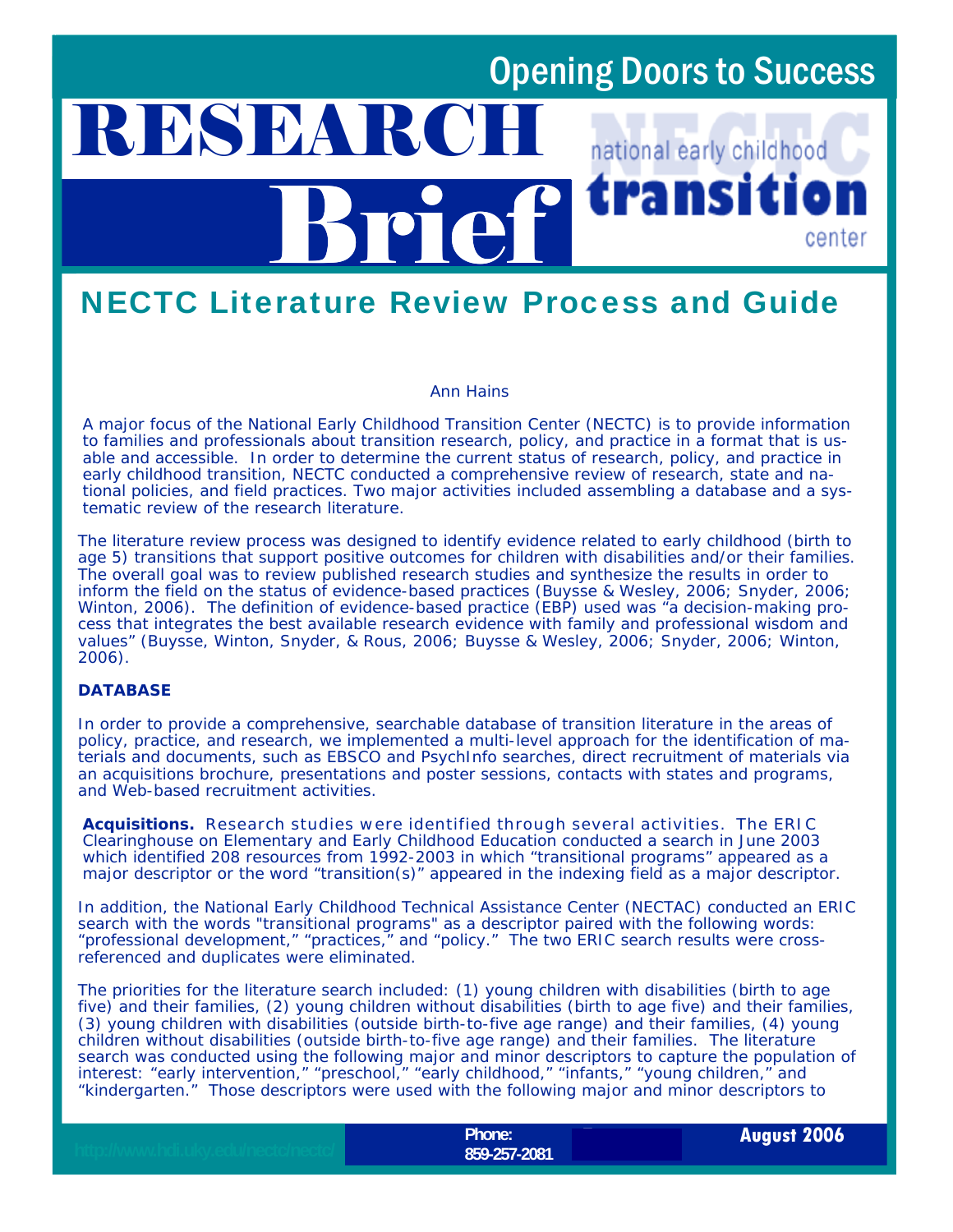Opening Doors to Success

# RESEARCH Brief

national early childhood transition center

## NECTC Literature Review Process and Guide

Ann Hains

A major focus of the National Early Childhood Transition Center (NECTC) is to provide information to families and professionals about transition research, policy, and practice in a format that is usable and accessible. In order to determine the current status of research, policy, and practice in early childhood transition, NECTC conducted a comprehensive review of research, state and national policies, and field practices. Two major activities included assembling a database and a systematic review of the research literature.

The literature review process was designed to identify evidence related to early childhood (birth to age 5) transitions that support positive outcomes for children with disabilities and/or their families. The overall goal was to review published research studies and synthesize the results in order to inform the field on the status of evidence-based practices (Buysse & Wesley, 2006; Snyder, 2006; Winton, 2006). The definition of evidence-based practice (EBP) used was "a decision-making process that integrates the best available research evidence with family and professional wisdom and values" (Buysse, Winton, Snyder, & Rous, 2006; Buysse & Wesley, 2006; Snyder, 2006; Winton, 2006).

### DATABASE

In order to provide a comprehensive, searchable database of transition literature in the areas of policy, practice, and research, we implemented a multi-level approach for the identification of materials and documents, such as EBSCO and PsychInfo searches, direct recruitment of materials via an acquisitions brochure, presentations and poster sessions, contacts with states and programs, and Web-based recruitment activities.

**Acquisitions.** Research studies were identified through several activities. The ERIC Clearinghouse on Elementary and Early Childhood Education conducted a search in June 2003 which identified 208 resources from 1992-2003 in which "transitional programs" appeared as a major descriptor or the word "transition(s)" appeared in the indexing field as a major descriptor.

In addition, the National Early Childhood Technical Assistance Center (NECTAC) conducted an ERIC search with the words "transitional programs" as a descriptor paired with the following words: "professional development," "practices," and "policy." The two ERIC search results were cross-referenced and duplicates were eliminated.

The priorities for the literature search included: (1) young children with disabilities (birth to age five) and their families, (2) young children without disabilities (birth to age five) and their families, (3) young children with disabilities (outside birth-to-five age range) and their families, (4) young children without disabilities (outside birth-to-five age range) and their families. The literature search was conducted using the following major and minor descriptors to capture the population of interest: "early intervention," "preschool," "early childhood," "infants," "young children," and "kindergarten." Those descriptors were used with the following major and minor descriptors to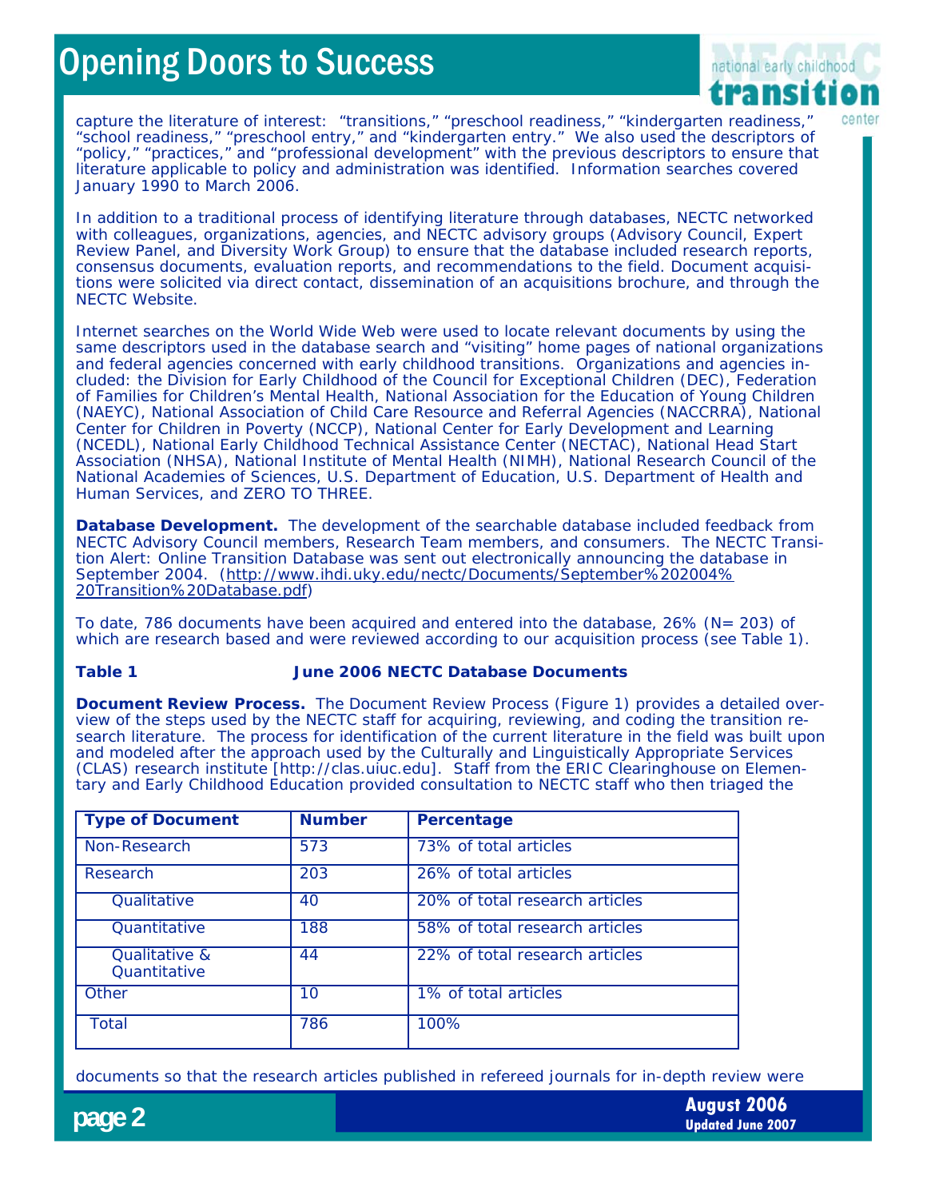capture the literature of interest: "transitions," "preschool readiness," "kindergarten readiness," "school readiness," "preschool entry," and "kindergarten entry." We also used the descriptors of "policy," "practices," and "professional development" with the previous descriptors to ensure that literature applicable to policy and administration was identified. Information searches covered January 1990 to March 2006.

In addition to a traditional process of identifying literature through databases, NECTC networked with colleagues, organizations, agencies, and NECTC advisory groups (Advisory Council, Expert Review Panel, and Diversity Work Group) to ensure that the database included research reports, consensus documents, evaluation reports, and recommendations to the field. Document acquisitions were solicited via direct contact, dissemination of an acquisitions brochure, and through the NECTC Website.

Internet searches on the World Wide Web were used to locate relevant documents by using the same descriptors used in the database search and "visiting" home pages of national organizations and federal agencies concerned with early childhood transitions. Organizations and agencies included: the Division for Early Childhood of the Council for Exceptional Children (DEC), Federation of Families for Children's Mental Health, National Association for the Education of Young Children (NAEYC), National Association of Child Care Resource and Referral Agencies (NACCRRA), National Center for Children in Poverty (NCCP), National Center for Early Development and Learning (NCEDL), National Early Childhood Technical Assistance Center (NECTAC), National Head Start Association (NHSA), National Institute of Mental Health (NIMH), National Research Council of the National Academies of Sciences, U.S. Department of Education, U.S. Department of Health and Human Services, and ZERO TO THREE.

**Database Development.** The development of the searchable database included feedback from NECTC Advisory Council members, Research Team members, and consumers. The NECTC Transition Alert: Online Transition Database was sent out electronically announcing the database in September 2004. (http://www.ihdi.uky.edu/nectc/Documents/September%202004%20Transition%20Database.pdf)

To date, 786 documents have been acquired and entered into the database, 26% (N= 203) of which are research based and were reviewed according to our acquisition process (see Table 1).

**Table 1 June 2006 NECTC Database Documents**

| Type of Document | Number | Percentage |
|---|---|---|
| Non-Research | 573 | 73% of total articles |
| Research | 203 | 26% of total articles |
| Qualitative | 40 | 20% of total research articles |
| Quantitative | 188 | 58% of total research articles |
| Qualitative & Quantitative | 44 | 22% of total research articles |
| Other | 10 | 1% of total articles |
| Total | 786 | 100% |

**Document Review Process.** The Document Review Process (Figure 1) provides a detailed overview of the steps used by the NECTC staff for acquiring, reviewing, and coding the transition research literature. The process for identification of the current literature in the field was built upon and modeled after the approach used by the Culturally and Linguistically Appropriate Services (CLAS) research institute [http://clas.uiuc.edu]. Staff from the ERIC Clearinghouse on Elementary and Early Childhood Education provided consultation to NECTC staff who then triaged the documents so that the research articles published in refereed journals for in-depth review were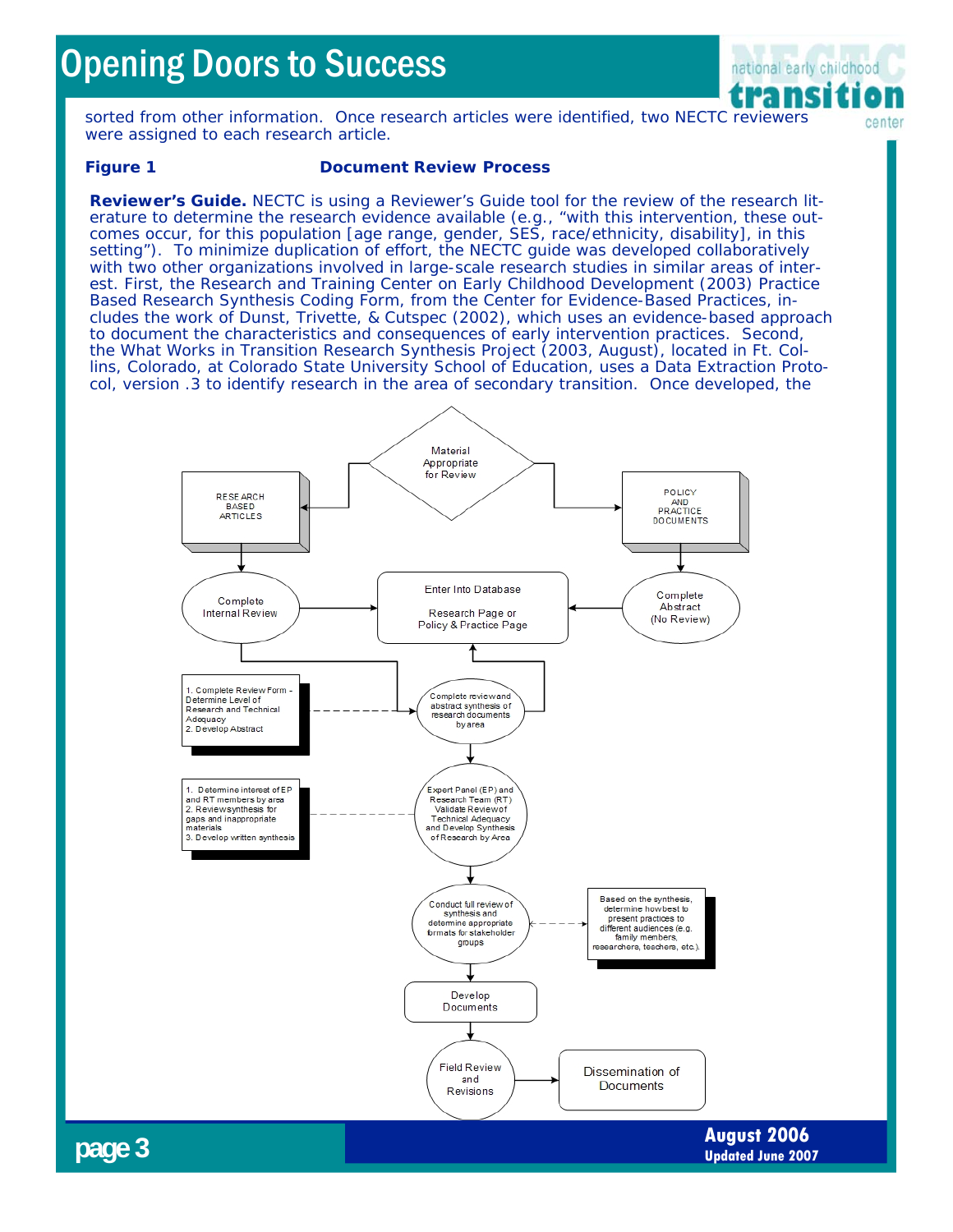sorted from other information. Once research articles were identified, two NECTC reviewers were assigned to each research article.

**Figure 1** **Document Review Process**

**Reviewer's Guide.** NECTC is using a Reviewer's Guide tool for the review of the research literature to determine the research evidence available (e.g., "with this intervention, these outcomes occur, for this population [age range, gender, SES, race/ethnicity, disability], in this setting"). To minimize duplication of effort, the NECTC guide was developed collaboratively with two other organizations involved in large-scale research studies in similar areas of interest. First, the Research and Training Center on Early Childhood Development (2003) Practice Based Research Synthesis Coding Form, from the Center for Evidence-Based Practices, includes the work of Dunst, Trivette, & Cutspec (2002), which uses an evidence-based approach to document the characteristics and consequences of early intervention practices. Second, the What Works in Transition Research Synthesis Project (2003, August), located in Ft. Collins, Colorado, at Colorado State University School of Education, uses a Data Extraction Protocol, version .3 to identify research in the area of secondary transition. Once developed, the

Material Appropriate for Review

RESEARCH BASED ARTICLES

POLICY AND PRACTICE DOCUMENTS

Complete Internal Review

Enter Into Database

Research Page or Policy & Practice Page

Complete Abstract (No Review)

1. Complete Review Form - Determine Level of Research and Technical Adequacy
2. Develop Abstract

Complete review and abstract synthesis of research documents by area

1. Determine interest of EP and RT members by area
2. Review synthesis for gaps and inappropriate materials
3. Develop written synthesis

Expert Panel (EP) and Research Team (RT) Validate Review of Technical Adequacy and Develop Synthesis of Research by Area

Conduct full review of synthesis and determine appropriate formats for stakeholder groups

Based on the synthesis, determine how best to present practices to different audiences (e.g. family members, researchers, teachers, etc.).

Develop Documents

Field Review and Revisions

Dissemination of Documents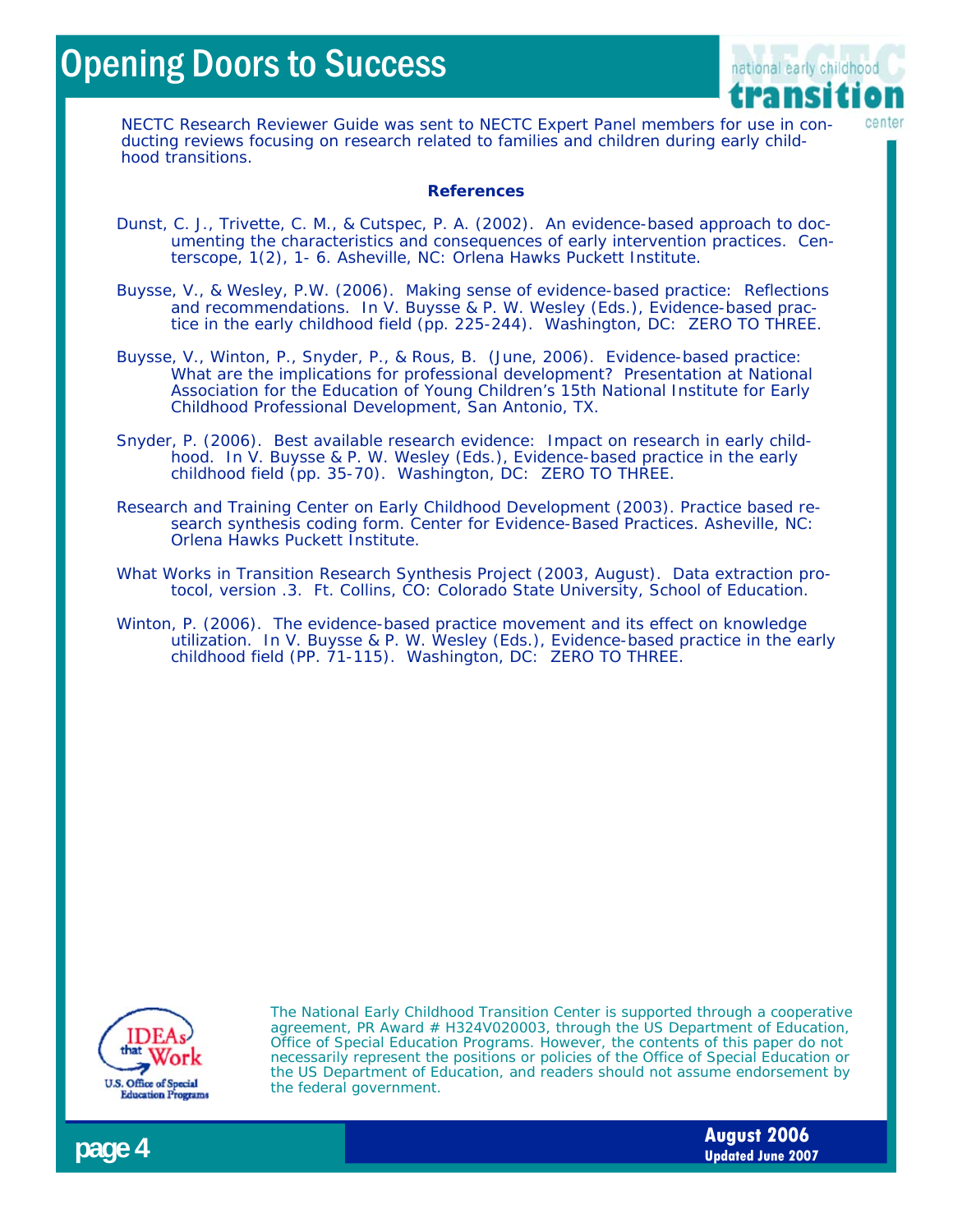NECTC Research Reviewer Guide was sent to NECTC Expert Panel members for use in conducting reviews focusing on research related to families and children during early childhood transitions.

## References

Dunst, C. J., Trivette, C. M., & Cutspec, P. A. (2002). An evidence-based approach to documenting the characteristics and consequences of early intervention practices. Centerscope, 1(2), 1- 6. Asheville, NC: Orlena Hawks Puckett Institute.

Buysse, V., & Wesley, P.W. (2006). Making sense of evidence-based practice: Reflections and recommendations. In V. Buysse & P. W. Wesley (Eds.), Evidence-based practice in the early childhood field (pp. 225-244). Washington, DC: ZERO TO THREE.

Buysse, V., Winton, P., Snyder, P., & Rous, B. (June, 2006). Evidence-based practice: What are the implications for professional development? Presentation at National Association for the Education of Young Children's 15th National Institute for Early Childhood Professional Development, San Antonio, TX.

Snyder, P. (2006). Best available research evidence: Impact on research in early childhood. In V. Buysse & P. W. Wesley (Eds.), Evidence-based practice in the early childhood field (pp. 35-70). Washington, DC: ZERO TO THREE.

Research and Training Center on Early Childhood Development (2003). Practice based research synthesis coding form. Center for Evidence-Based Practices. Asheville, NC: Orlena Hawks Puckett Institute.

What Works in Transition Research Synthesis Project (2003, August). Data extraction protocol, version .3. Ft. Collins, CO: Colorado State University, School of Education.

Winton, P. (2006). The evidence-based practice movement and its effect on knowledge utilization. In V. Buysse & P. W. Wesley (Eds.), Evidence-based practice in the early childhood field (PP. 71-115). Washington, DC: ZERO TO THREE.

The National Early Childhood Transition Center is supported through a cooperative agreement, PR Award # H324V020003, through the US Department of Education, Office of Special Education Programs. However, the contents of this paper do not necessarily represent the positions or policies of the Office of Special Education or the US Department of Education, and readers should not assume endorsement by the federal government.

August 2006
Updated June 2007